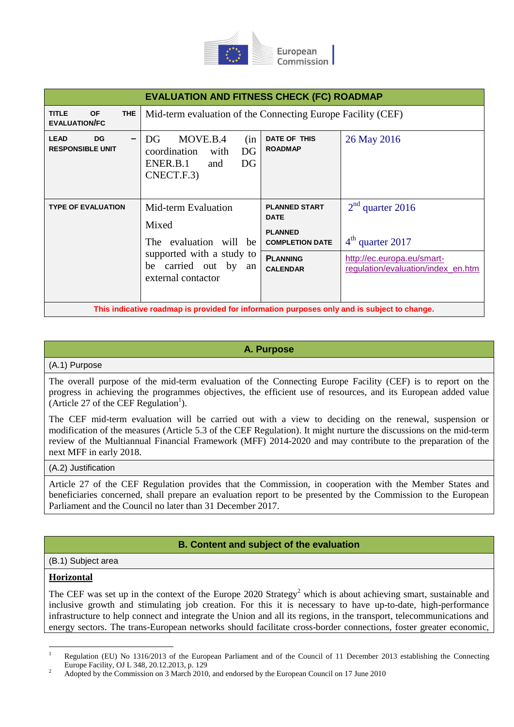European Commission

| EVALUATION AND FITNESS CHECK (FC) ROADMAP | | | |
|---|---|---|---|
| **TITLE OF THE EVALUATION/FC** | Mid-term evaluation of the Connecting Europe Facility (CEF) | | |
| **LEAD DG – RESPONSIBLE UNIT** | DG MOVE.B.4 (in coordination with DG ENER.B.1 and DG CNECT.F.3) | **DATE OF THIS ROADMAP** | 26 May 2016 |
| **TYPE OF EVALUATION** | Mid-term Evaluation<br>Mixed<br>The evaluation will be supported with a study to be carried out by an external contactor | **PLANNED START DATE**<br>**PLANNED COMPLETION DATE** | 2nd quarter 2016<br>4th quarter 2017 |
| | | **PLANNING CALENDAR** | http://ec.europa.eu/smart-regulation/evaluation/index_en.htm |
| **This indicative roadmap is provided for information purposes only and is subject to change.** | | | |

## A. Purpose

(A.1) Purpose

The overall purpose of the mid-term evaluation of the Connecting Europe Facility (CEF) is to report on the progress in achieving the programmes objectives, the efficient use of resources, and its European added value (Article 27 of the CEF Regulation[1]).

The CEF mid-term evaluation will be carried out with a view to deciding on the renewal, suspension or modification of the measures (Article 5.3 of the CEF Regulation). It might nurture the discussions on the mid-term review of the Multiannual Financial Framework (MFF) 2014-2020 and may contribute to the preparation of the next MFF in early 2018.

(A.2) Justification

Article 27 of the CEF Regulation provides that the Commission, in cooperation with the Member States and beneficiaries concerned, shall prepare an evaluation report to be presented by the Commission to the European Parliament and the Council no later than 31 December 2017.

## B. Content and subject of the evaluation

(B.1) Subject area

**Horizontal**

The CEF was set up in the context of the Europe 2020 Strategy[2] which is about achieving smart, sustainable and inclusive growth and stimulating job creation. For this it is necessary to have up-to-date, high-performance infrastructure to help connect and integrate the Union and all its regions, in the transport, telecommunications and energy sectors. The trans-European networks should facilitate cross-border connections, foster greater economic,

---

[1] Regulation (EU) No 1316/2013 of the European Parliament and of the Council of 11 December 2013 establishing the Connecting Europe Facility, OJ L 348, 20.12.2013, p. 129

[2] Adopted by the Commission on 3 March 2010, and endorsed by the European Council on 17 June 2010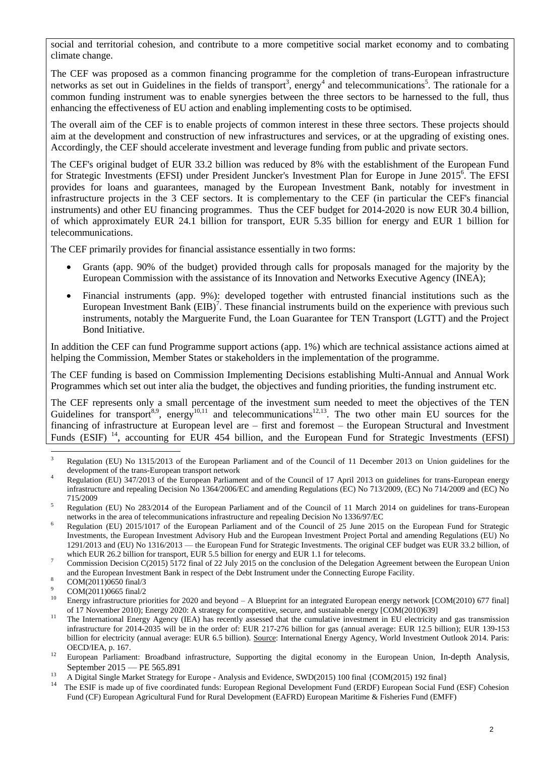social and territorial cohesion, and contribute to a more competitive social market economy and to combating climate change.

The CEF was proposed as a common financing programme for the completion of trans-European infrastructure networks as set out in Guidelines in the fields of transport[3], energy[4] and telecommunications[5]. The rationale for a common funding instrument was to enable synergies between the three sectors to be harnessed to the full, thus enhancing the effectiveness of EU action and enabling implementing costs to be optimised.

The overall aim of the CEF is to enable projects of common interest in these three sectors. These projects should aim at the development and construction of new infrastructures and services, or at the upgrading of existing ones. Accordingly, the CEF should accelerate investment and leverage funding from public and private sectors.

The CEF's original budget of EUR 33.2 billion was reduced by 8% with the establishment of the European Fund for Strategic Investments (EFSI) under President Juncker's Investment Plan for Europe in June 2015[6]. The EFSI provides for loans and guarantees, managed by the European Investment Bank, notably for investment in infrastructure projects in the 3 CEF sectors. It is complementary to the CEF (in particular the CEF's financial instruments) and other EU financing programmes. Thus the CEF budget for 2014-2020 is now EUR 30.4 billion, of which approximately EUR 24.1 billion for transport, EUR 5.35 billion for energy and EUR 1 billion for telecommunications.

The CEF primarily provides for financial assistance essentially in two forms:

- Grants (app. 90% of the budget) provided through calls for proposals managed for the majority by the European Commission with the assistance of its Innovation and Networks Executive Agency (INEA);
- Financial instruments (app. 9%): developed together with entrusted financial institutions such as the European Investment Bank (EIB)[7]. These financial instruments build on the experience with previous such instruments, notably the Marguerite Fund, the Loan Guarantee for TEN Transport (LGTT) and the Project Bond Initiative.

In addition the CEF can fund Programme support actions (app. 1%) which are technical assistance actions aimed at helping the Commission, Member States or stakeholders in the implementation of the programme.

The CEF funding is based on Commission Implementing Decisions establishing Multi-Annual and Annual Work Programmes which set out inter alia the budget, the objectives and funding priorities, the funding instrument etc.

The CEF represents only a small percentage of the investment sum needed to meet the objectives of the TEN Guidelines for transport[8,9], energy[10,11] and telecommunications[12,13]. The two other main EU sources for the financing of infrastructure at European level are – first and foremost – the European Structural and Investment Funds (ESIF)[14], accounting for EUR 454 billion, and the European Fund for Strategic Investments (EFSI)

---

[3] Regulation (EU) No 1315/2013 of the European Parliament and of the Council of 11 December 2013 on Union guidelines for the development of the trans-European transport network

[4] Regulation (EU) 347/2013 of the European Parliament and of the Council of 17 April 2013 on guidelines for trans-European energy infrastructure and repealing Decision No 1364/2006/EC and amending Regulations (EC) No 713/2009, (EC) No 714/2009 and (EC) No 715/2009

[5] Regulation (EU) No 283/2014 of the European Parliament and of the Council of 11 March 2014 on guidelines for trans-European networks in the area of telecommunications infrastructure and repealing Decision No 1336/97/EC

[6] Regulation (EU) 2015/1017 of the European Parliament and of the Council of 25 June 2015 on the European Fund for Strategic Investments, the European Investment Advisory Hub and the European Investment Project Portal and amending Regulations (EU) No 1291/2013 and (EU) No 1316/2013 — the European Fund for Strategic Investments. The original CEF budget was EUR 33.2 billion, of which EUR 26.2 billion for transport, EUR 5.5 billion for energy and EUR 1.1 for telecoms.

[7] Commission Decision C(2015) 5172 final of 22 July 2015 on the conclusion of the Delegation Agreement between the European Union and the European Investment Bank in respect of the Debt Instrument under the Connecting Europe Facility.

[8] COM(2011)0650 final/3

[9] COM(2011)0665 final/2

[10] Energy infrastructure priorities for 2020 and beyond – A Blueprint for an integrated European energy network [COM(2010) 677 final] of 17 November 2010); Energy 2020: A strategy for competitive, secure, and sustainable energy [COM(2010)639]

[11] The International Energy Agency (IEA) has recently assessed that the cumulative investment in EU electricity and gas transmission infrastructure for 2014-2035 will be in the order of: EUR 217-276 billion for gas (annual average: EUR 12.5 billion); EUR 139-153 billion for electricity (annual average: EUR 6.5 billion). Source: International Energy Agency, World Investment Outlook 2014. Paris: OECD/IEA, p. 167.

[12] European Parliament: Broadband infrastructure, Supporting the digital economy in the European Union, In-depth Analysis, September 2015 — PE 565.891

[13] A Digital Single Market Strategy for Europe - Analysis and Evidence, SWD(2015) 100 final {COM(2015) 192 final}

[14] The ESIF is made up of five coordinated funds: European Regional Development Fund (ERDF) European Social Fund (ESF) Cohesion Fund (CF) European Agricultural Fund for Rural Development (EAFRD) European Maritime & Fisheries Fund (EMFF)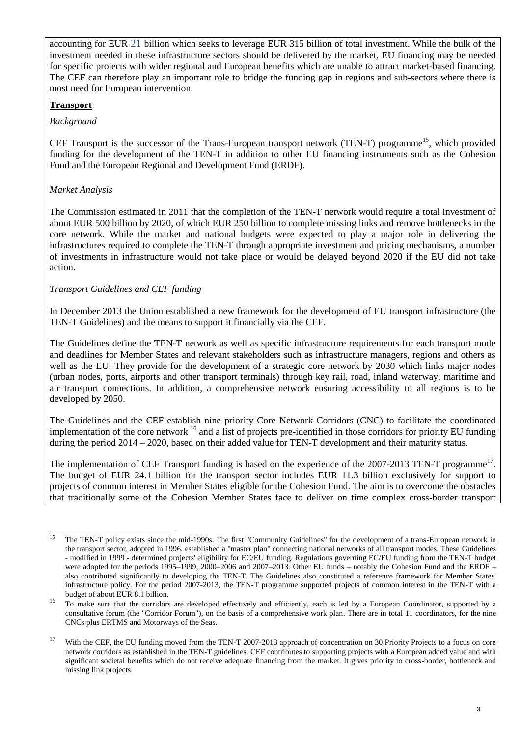accounting for EUR 21 billion which seeks to leverage EUR 315 billion of total investment. While the bulk of the investment needed in these infrastructure sectors should be delivered by the market, EU financing may be needed for specific projects with wider regional and European benefits which are unable to attract market-based financing. The CEF can therefore play an important role to bridge the funding gap in regions and sub-sectors where there is most need for European intervention.

**Transport**

*Background*

CEF Transport is the successor of the Trans-European transport network (TEN-T) programme[15], which provided funding for the development of the TEN-T in addition to other EU financing instruments such as the Cohesion Fund and the European Regional and Development Fund (ERDF).

*Market Analysis*

The Commission estimated in 2011 that the completion of the TEN-T network would require a total investment of about EUR 500 billion by 2020, of which EUR 250 billion to complete missing links and remove bottlenecks in the core network. While the market and national budgets were expected to play a major role in delivering the infrastructures required to complete the TEN-T through appropriate investment and pricing mechanisms, a number of investments in infrastructure would not take place or would be delayed beyond 2020 if the EU did not take action.

*Transport Guidelines and CEF funding*

In December 2013 the Union established a new framework for the development of EU transport infrastructure (the TEN-T Guidelines) and the means to support it financially via the CEF.

The Guidelines define the TEN-T network as well as specific infrastructure requirements for each transport mode and deadlines for Member States and relevant stakeholders such as infrastructure managers, regions and others as well as the EU. They provide for the development of a strategic core network by 2030 which links major nodes (urban nodes, ports, airports and other transport terminals) through key rail, road, inland waterway, maritime and air transport connections. In addition, a comprehensive network ensuring accessibility to all regions is to be developed by 2050.

The Guidelines and the CEF establish nine priority Core Network Corridors (CNC) to facilitate the coordinated implementation of the core network [16] and a list of projects pre-identified in those corridors for priority EU funding during the period 2014 – 2020, based on their added value for TEN-T development and their maturity status.

The implementation of CEF Transport funding is based on the experience of the 2007-2013 TEN-T programme[17]. The budget of EUR 24.1 billion for the transport sector includes EUR 11.3 billion exclusively for support to projects of common interest in Member States eligible for the Cohesion Fund. The aim is to overcome the obstacles that traditionally some of the Cohesion Member States face to deliver on time complex cross-border transport

---

[15] The TEN-T policy exists since the mid-1990s. The first "Community Guidelines" for the development of a trans-European network in the transport sector, adopted in 1996, established a "master plan" connecting national networks of all transport modes. These Guidelines - modified in 1999 - determined projects' eligibility for EC/EU funding. Regulations governing EC/EU funding from the TEN-T budget were adopted for the periods 1995–1999, 2000–2006 and 2007–2013. Other EU funds – notably the Cohesion Fund and the ERDF – also contributed significantly to developing the TEN-T. The Guidelines also constituted a reference framework for Member States' infrastructure policy. For the period 2007-2013, the TEN-T programme supported projects of common interest in the TEN-T with a budget of about EUR 8.1 billion.

[16] To make sure that the corridors are developed effectively and efficiently, each is led by a European Coordinator, supported by a consultative forum (the "Corridor Forum"), on the basis of a comprehensive work plan. There are in total 11 coordinators, for the nine CNCs plus ERTMS and Motorways of the Seas.

[17] With the CEF, the EU funding moved from the TEN-T 2007-2013 approach of concentration on 30 Priority Projects to a focus on core network corridors as established in the TEN-T guidelines. CEF contributes to supporting projects with a European added value and with significant societal benefits which do not receive adequate financing from the market. It gives priority to cross-border, bottleneck and missing link projects.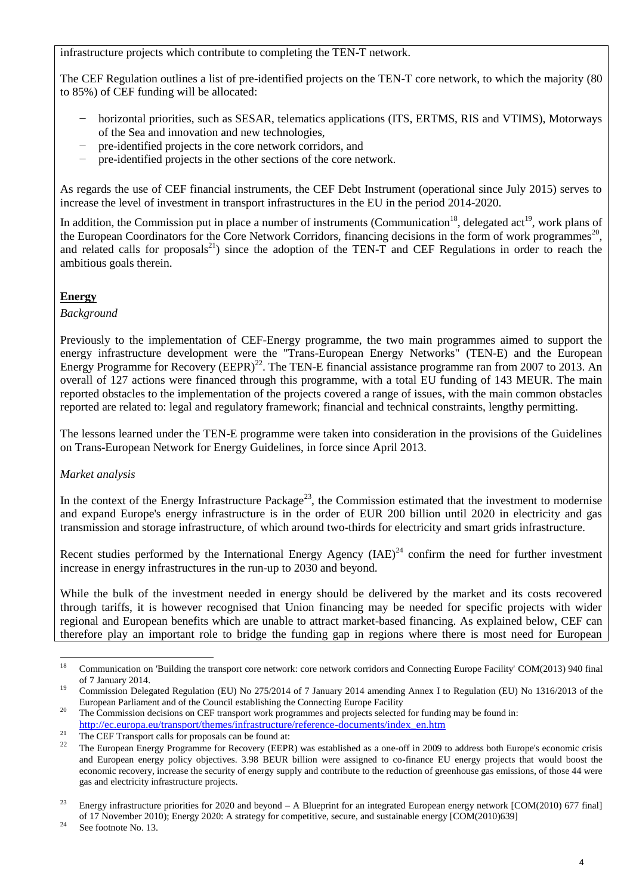infrastructure projects which contribute to completing the TEN-T network.

The CEF Regulation outlines a list of pre-identified projects on the TEN-T core network, to which the majority (80 to 85%) of CEF funding will be allocated:

- horizontal priorities, such as SESAR, telematics applications (ITS, ERTMS, RIS and VTIMS), Motorways of the Sea and innovation and new technologies,
- pre-identified projects in the core network corridors, and
- pre-identified projects in the other sections of the core network.

As regards the use of CEF financial instruments, the CEF Debt Instrument (operational since July 2015) serves to increase the level of investment in transport infrastructures in the EU in the period 2014-2020.

In addition, the Commission put in place a number of instruments (Communication[18], delegated act[19], work plans of the European Coordinators for the Core Network Corridors, financing decisions in the form of work programmes[20], and related calls for proposals[21]) since the adoption of the TEN-T and CEF Regulations in order to reach the ambitious goals therein.

**Energy**

*Background*

Previously to the implementation of CEF-Energy programme, the two main programmes aimed to support the energy infrastructure development were the "Trans-European Energy Networks" (TEN-E) and the European Energy Programme for Recovery (EEPR)[22]. The TEN-E financial assistance programme ran from 2007 to 2013. An overall of 127 actions were financed through this programme, with a total EU funding of 143 MEUR. The main reported obstacles to the implementation of the projects covered a range of issues, with the main common obstacles reported are related to: legal and regulatory framework; financial and technical constraints, lengthy permitting.

The lessons learned under the TEN-E programme were taken into consideration in the provisions of the Guidelines on Trans-European Network for Energy Guidelines, in force since April 2013.

*Market analysis*

In the context of the Energy Infrastructure Package[23], the Commission estimated that the investment to modernise and expand Europe's energy infrastructure is in the order of EUR 200 billion until 2020 in electricity and gas transmission and storage infrastructure, of which around two-thirds for electricity and smart grids infrastructure.

Recent studies performed by the International Energy Agency (IAE)[24] confirm the need for further investment increase in energy infrastructures in the run-up to 2030 and beyond.

While the bulk of the investment needed in energy should be delivered by the market and its costs recovered through tariffs, it is however recognised that Union financing may be needed for specific projects with wider regional and European benefits which are unable to attract market-based financing. As explained below, CEF can therefore play an important role to bridge the funding gap in regions where there is most need for European

---

[18] Communication on 'Building the transport core network: core network corridors and Connecting Europe Facility' COM(2013) 940 final of 7 January 2014.

[19] Commission Delegated Regulation (EU) No 275/2014 of 7 January 2014 amending Annex I to Regulation (EU) No 1316/2013 of the European Parliament and of the Council establishing the Connecting Europe Facility

[20] The Commission decisions on CEF transport work programmes and projects selected for funding may be found in: http://ec.europa.eu/transport/themes/infrastructure/reference-documents/index_en.htm

[21] The CEF Transport calls for proposals can be found at:

[22] The European Energy Programme for Recovery (EEPR) was established as a one-off in 2009 to address both Europe's economic crisis and European energy policy objectives. 3.98 BEUR billion were assigned to co-finance EU energy projects that would boost the economic recovery, increase the security of energy supply and contribute to the reduction of greenhouse gas emissions, of those 44 were gas and electricity infrastructure projects.

[23] Energy infrastructure priorities for 2020 and beyond – A Blueprint for an integrated European energy network [COM(2010) 677 final] of 17 November 2010); Energy 2020: A strategy for competitive, secure, and sustainable energy [COM(2010)639]

[24] See footnote No. 13.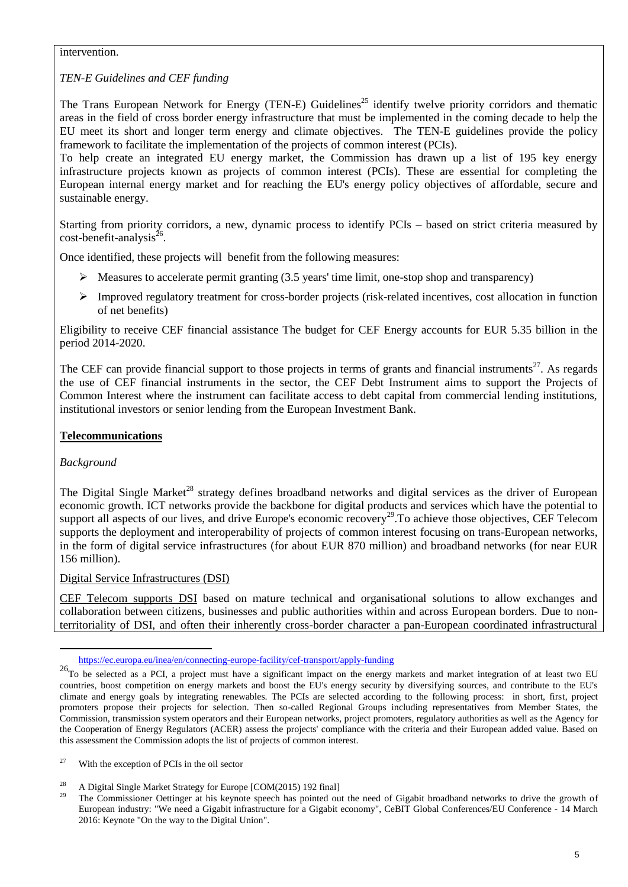intervention.

*TEN-E Guidelines and CEF funding*

The Trans European Network for Energy (TEN-E) Guidelines[25] identify twelve priority corridors and thematic areas in the field of cross border energy infrastructure that must be implemented in the coming decade to help the EU meet its short and longer term energy and climate objectives. The TEN-E guidelines provide the policy framework to facilitate the implementation of the projects of common interest (PCIs).

To help create an integrated EU energy market, the Commission has drawn up a list of 195 key energy infrastructure projects known as projects of common interest (PCIs). These are essential for completing the European internal energy market and for reaching the EU's energy policy objectives of affordable, secure and sustainable energy.

Starting from priority corridors, a new, dynamic process to identify PCIs – based on strict criteria measured by cost-benefit-analysis[26].

Once identified, these projects will benefit from the following measures:

- Measures to accelerate permit granting (3.5 years' time limit, one-stop shop and transparency)
- Improved regulatory treatment for cross-border projects (risk-related incentives, cost allocation in function of net benefits)

Eligibility to receive CEF financial assistance The budget for CEF Energy accounts for EUR 5.35 billion in the period 2014-2020.

The CEF can provide financial support to those projects in terms of grants and financial instruments[27]. As regards the use of CEF financial instruments in the sector, the CEF Debt Instrument aims to support the Projects of Common Interest where the instrument can facilitate access to debt capital from commercial lending institutions, institutional investors or senior lending from the European Investment Bank.

**Telecommunications**

*Background*

The Digital Single Market[28] strategy defines broadband networks and digital services as the driver of European economic growth. ICT networks provide the backbone for digital products and services which have the potential to support all aspects of our lives, and drive Europe's economic recovery[29].To achieve those objectives, CEF Telecom supports the deployment and interoperability of projects of common interest focusing on trans-European networks, in the form of digital service infrastructures (for about EUR 870 million) and broadband networks (for near EUR 156 million).

Digital Service Infrastructures (DSI)

CEF Telecom supports DSI based on mature technical and organisational solutions to allow exchanges and collaboration between citizens, businesses and public authorities within and across European borders. Due to non-territoriality of DSI, and often their inherently cross-border character a pan-European coordinated infrastructural

---

https://ec.europa.eu/inea/en/connecting-europe-facility/cef-transport/apply-funding

[26] To be selected as a PCI, a project must have a significant impact on the energy markets and market integration of at least two EU countries, boost competition on energy markets and boost the EU's energy security by diversifying sources, and contribute to the EU's climate and energy goals by integrating renewables. The PCIs are selected according to the following process: in short, first, project promoters propose their projects for selection. Then so-called Regional Groups including representatives from Member States, the Commission, transmission system operators and their European networks, project promoters, regulatory authorities as well as the Agency for the Cooperation of Energy Regulators (ACER) assess the projects' compliance with the criteria and their European added value. Based on this assessment the Commission adopts the list of projects of common interest.

[27] With the exception of PCIs in the oil sector

[28] A Digital Single Market Strategy for Europe [COM(2015) 192 final]

[29] The Commissioner Oettinger at his keynote speech has pointed out the need of Gigabit broadband networks to drive the growth of European industry: "We need a Gigabit infrastructure for a Gigabit economy", CeBIT Global Conferences/EU Conference - 14 March 2016: Keynote "On the way to the Digital Union".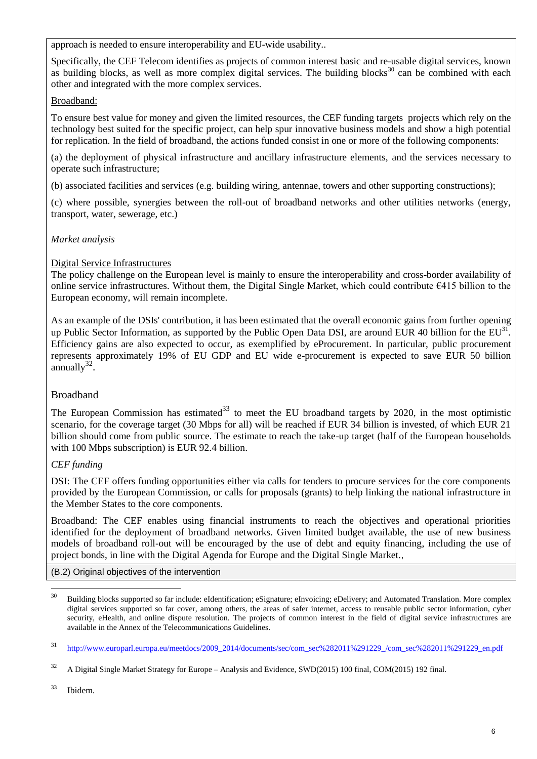approach is needed to ensure interoperability and EU-wide usability..

Specifically, the CEF Telecom identifies as projects of common interest basic and re-usable digital services, known as building blocks, as well as more complex digital services. The building blocks[30] can be combined with each other and integrated with the more complex services.

Broadband:

To ensure best value for money and given the limited resources, the CEF funding targets projects which rely on the technology best suited for the specific project, can help spur innovative business models and show a high potential for replication. In the field of broadband, the actions funded consist in one or more of the following components:

(a) the deployment of physical infrastructure and ancillary infrastructure elements, and the services necessary to operate such infrastructure;

(b) associated facilities and services (e.g. building wiring, antennae, towers and other supporting constructions);

(c) where possible, synergies between the roll-out of broadband networks and other utilities networks (energy, transport, water, sewerage, etc.)

*Market analysis*

Digital Service Infrastructures

The policy challenge on the European level is mainly to ensure the interoperability and cross-border availability of online service infrastructures. Without them, the Digital Single Market, which could contribute €415 billion to the European economy, will remain incomplete.

As an example of the DSIs' contribution, it has been estimated that the overall economic gains from further opening up Public Sector Information, as supported by the Public Open Data DSI, are around EUR 40 billion for the EU[31]. Efficiency gains are also expected to occur, as exemplified by eProcurement. In particular, public procurement represents approximately 19% of EU GDP and EU wide e-procurement is expected to save EUR 50 billion annually[32].

## Broadband

The European Commission has estimated[33] to meet the EU broadband targets by 2020, in the most optimistic scenario, for the coverage target (30 Mbps for all) will be reached if EUR 34 billion is invested, of which EUR 21 billion should come from public source. The estimate to reach the take-up target (half of the European households with 100 Mbps subscription) is EUR 92.4 billion.

*CEF funding*

DSI: The CEF offers funding opportunities either via calls for tenders to procure services for the core components provided by the European Commission, or calls for proposals (grants) to help linking the national infrastructure in the Member States to the core components.

Broadband: The CEF enables using financial instruments to reach the objectives and operational priorities identified for the deployment of broadband networks. Given limited budget available, the use of new business models of broadband roll-out will be encouraged by the use of debt and equity financing, including the use of project bonds, in line with the Digital Agenda for Europe and the Digital Single Market.,

(B.2) Original objectives of the intervention

---

[30] Building blocks supported so far include: eIdentification; eSignature; eInvoicing; eDelivery; and Automated Translation. More complex digital services supported so far cover, among others, the areas of safer internet, access to reusable public sector information, cyber security, eHealth, and online dispute resolution. The projects of common interest in the field of digital service infrastructures are available in the Annex of the Telecommunications Guidelines.

[31] http://www.europarl.europa.eu/meetdocs/2009_2014/documents/sec/com_sec%282011%291229_/com_sec%282011%291229_en.pdf

[32] A Digital Single Market Strategy for Europe – Analysis and Evidence, SWD(2015) 100 final, COM(2015) 192 final.

[33] Ibidem.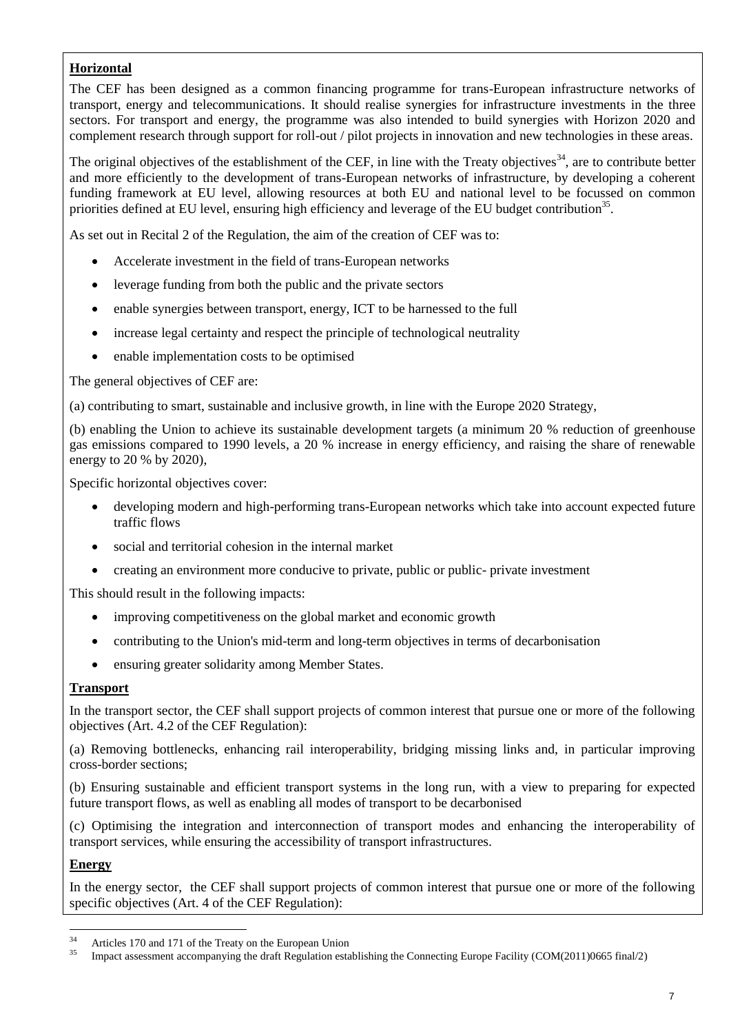**Horizontal**

The CEF has been designed as a common financing programme for trans-European infrastructure networks of transport, energy and telecommunications. It should realise synergies for infrastructure investments in the three sectors. For transport and energy, the programme was also intended to build synergies with Horizon 2020 and complement research through support for roll-out / pilot projects in innovation and new technologies in these areas.

The original objectives of the establishment of the CEF, in line with the Treaty objectives[34], are to contribute better and more efficiently to the development of trans-European networks of infrastructure, by developing a coherent funding framework at EU level, allowing resources at both EU and national level to be focussed on common priorities defined at EU level, ensuring high efficiency and leverage of the EU budget contribution[35].

As set out in Recital 2 of the Regulation, the aim of the creation of CEF was to:

- Accelerate investment in the field of trans-European networks
- leverage funding from both the public and the private sectors
- enable synergies between transport, energy, ICT to be harnessed to the full
- increase legal certainty and respect the principle of technological neutrality
- enable implementation costs to be optimised

The general objectives of CEF are:

(a) contributing to smart, sustainable and inclusive growth, in line with the Europe 2020 Strategy,

(b) enabling the Union to achieve its sustainable development targets (a minimum 20 % reduction of greenhouse gas emissions compared to 1990 levels, a 20 % increase in energy efficiency, and raising the share of renewable energy to 20 % by 2020),

Specific horizontal objectives cover:

- developing modern and high-performing trans-European networks which take into account expected future traffic flows
- social and territorial cohesion in the internal market
- creating an environment more conducive to private, public or public- private investment

This should result in the following impacts:

- improving competitiveness on the global market and economic growth
- contributing to the Union's mid-term and long-term objectives in terms of decarbonisation
- ensuring greater solidarity among Member States.

**Transport**

In the transport sector, the CEF shall support projects of common interest that pursue one or more of the following objectives (Art. 4.2 of the CEF Regulation):

(a) Removing bottlenecks, enhancing rail interoperability, bridging missing links and, in particular improving cross-border sections;

(b) Ensuring sustainable and efficient transport systems in the long run, with a view to preparing for expected future transport flows, as well as enabling all modes of transport to be decarbonised

(c) Optimising the integration and interconnection of transport modes and enhancing the interoperability of transport services, while ensuring the accessibility of transport infrastructures.

**Energy**

In the energy sector, the CEF shall support projects of common interest that pursue one or more of the following specific objectives (Art. 4 of the CEF Regulation):

---

[34] Articles 170 and 171 of the Treaty on the European Union

[35] Impact assessment accompanying the draft Regulation establishing the Connecting Europe Facility (COM(2011)0665 final/2)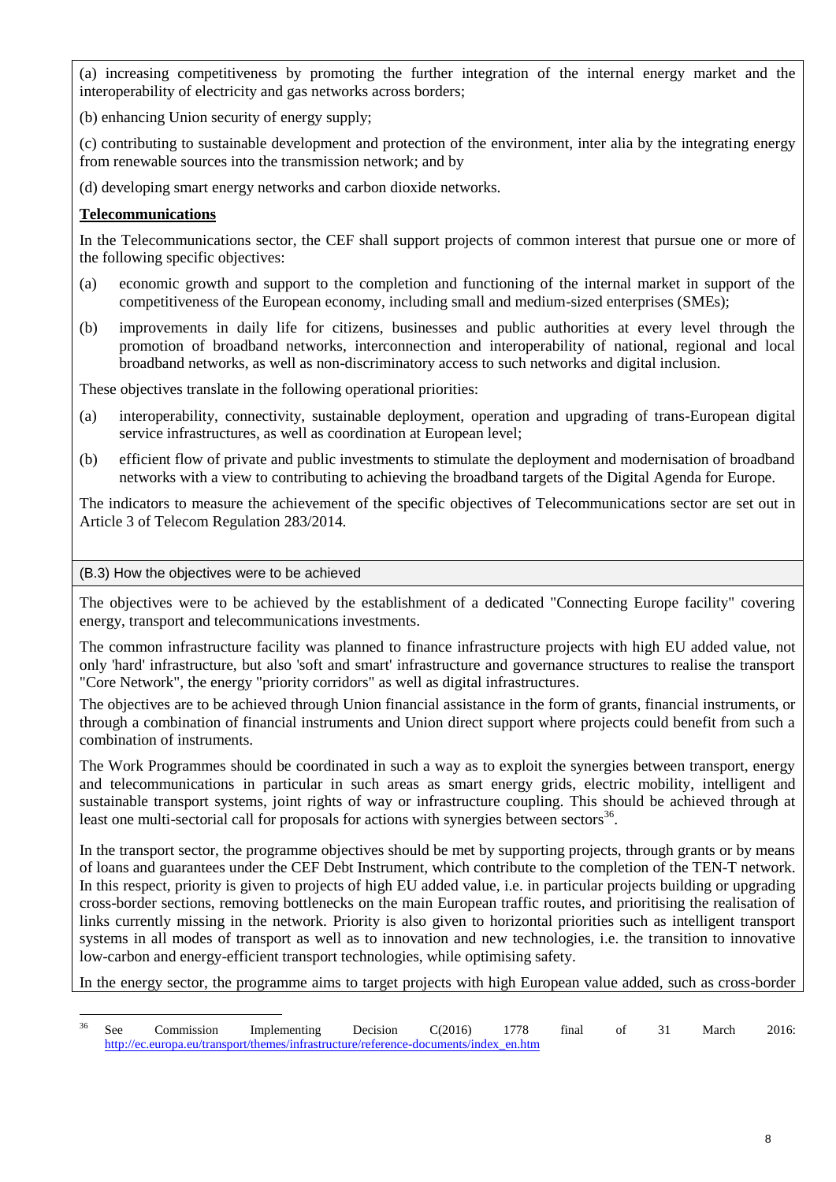(a) increasing competitiveness by promoting the further integration of the internal energy market and the interoperability of electricity and gas networks across borders;

(b) enhancing Union security of energy supply;

(c) contributing to sustainable development and protection of the environment, inter alia by the integrating energy from renewable sources into the transmission network; and by

(d) developing smart energy networks and carbon dioxide networks.

**Telecommunications**

In the Telecommunications sector, the CEF shall support projects of common interest that pursue one or more of the following specific objectives:

(a) economic growth and support to the completion and functioning of the internal market in support of the competitiveness of the European economy, including small and medium-sized enterprises (SMEs);

(b) improvements in daily life for citizens, businesses and public authorities at every level through the promotion of broadband networks, interconnection and interoperability of national, regional and local broadband networks, as well as non-discriminatory access to such networks and digital inclusion.

These objectives translate in the following operational priorities:

(a) interoperability, connectivity, sustainable deployment, operation and upgrading of trans-European digital service infrastructures, as well as coordination at European level;

(b) efficient flow of private and public investments to stimulate the deployment and modernisation of broadband networks with a view to contributing to achieving the broadband targets of the Digital Agenda for Europe.

The indicators to measure the achievement of the specific objectives of Telecommunications sector are set out in Article 3 of Telecom Regulation 283/2014.

(B.3) How the objectives were to be achieved

The objectives were to be achieved by the establishment of a dedicated "Connecting Europe facility" covering energy, transport and telecommunications investments.

The common infrastructure facility was planned to finance infrastructure projects with high EU added value, not only 'hard' infrastructure, but also 'soft and smart' infrastructure and governance structures to realise the transport "Core Network", the energy "priority corridors" as well as digital infrastructures.

The objectives are to be achieved through Union financial assistance in the form of grants, financial instruments, or through a combination of financial instruments and Union direct support where projects could benefit from such a combination of instruments.

The Work Programmes should be coordinated in such a way as to exploit the synergies between transport, energy and telecommunications in particular in such areas as smart energy grids, electric mobility, intelligent and sustainable transport systems, joint rights of way or infrastructure coupling. This should be achieved through at least one multi-sectorial call for proposals for actions with synergies between sectors[36].

In the transport sector, the programme objectives should be met by supporting projects, through grants or by means of loans and guarantees under the CEF Debt Instrument, which contribute to the completion of the TEN-T network. In this respect, priority is given to projects of high EU added value, i.e. in particular projects building or upgrading cross-border sections, removing bottlenecks on the main European traffic routes, and prioritising the realisation of links currently missing in the network. Priority is also given to horizontal priorities such as intelligent transport systems in all modes of transport as well as to innovation and new technologies, i.e. the transition to innovative low-carbon and energy-efficient transport technologies, while optimising safety.

In the energy sector, the programme aims to target projects with high European value added, such as cross-border

[36] See Commission Implementing Decision C(2016) 1778 final of 31 March 2016: http://ec.europa.eu/transport/themes/infrastructure/reference-documents/index_en.htm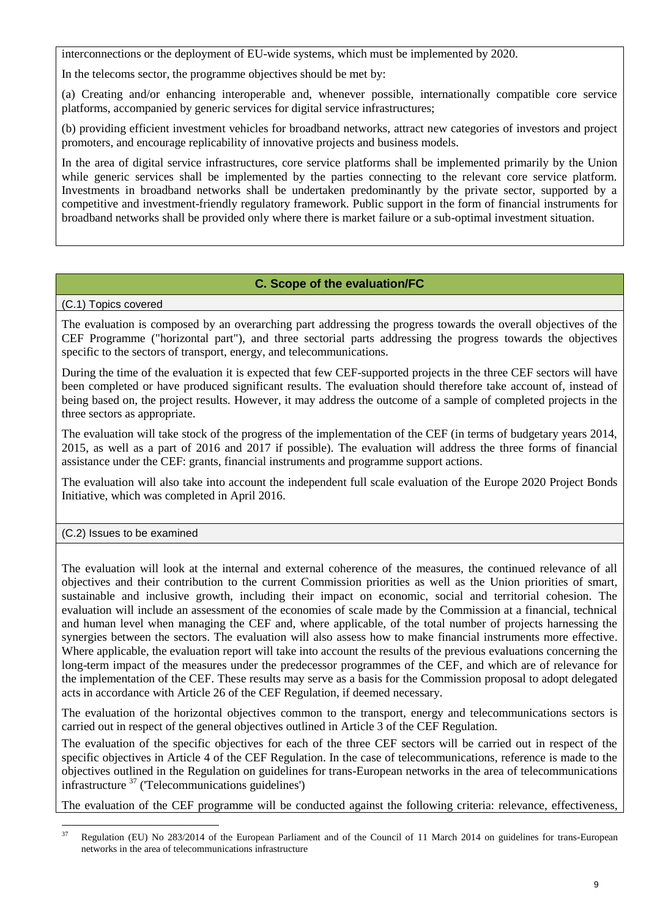interconnections or the deployment of EU-wide systems, which must be implemented by 2020.

In the telecoms sector, the programme objectives should be met by:

(a) Creating and/or enhancing interoperable and, whenever possible, internationally compatible core service platforms, accompanied by generic services for digital service infrastructures;

(b) providing efficient investment vehicles for broadband networks, attract new categories of investors and project promoters, and encourage replicability of innovative projects and business models.

In the area of digital service infrastructures, core service platforms shall be implemented primarily by the Union while generic services shall be implemented by the parties connecting to the relevant core service platform. Investments in broadband networks shall be undertaken predominantly by the private sector, supported by a competitive and investment-friendly regulatory framework. Public support in the form of financial instruments for broadband networks shall be provided only where there is market failure or a sub-optimal investment situation.

## C. Scope of the evaluation/FC

### (C.1) Topics covered

The evaluation is composed by an overarching part addressing the progress towards the overall objectives of the CEF Programme ("horizontal part"), and three sectorial parts addressing the progress towards the objectives specific to the sectors of transport, energy, and telecommunications.

During the time of the evaluation it is expected that few CEF-supported projects in the three CEF sectors will have been completed or have produced significant results. The evaluation should therefore take account of, instead of being based on, the project results. However, it may address the outcome of a sample of completed projects in the three sectors as appropriate.

The evaluation will take stock of the progress of the implementation of the CEF (in terms of budgetary years 2014, 2015, as well as a part of 2016 and 2017 if possible). The evaluation will address the three forms of financial assistance under the CEF: grants, financial instruments and programme support actions.

The evaluation will also take into account the independent full scale evaluation of the Europe 2020 Project Bonds Initiative, which was completed in April 2016.

### (C.2) Issues to be examined

The evaluation will look at the internal and external coherence of the measures, the continued relevance of all objectives and their contribution to the current Commission priorities as well as the Union priorities of smart, sustainable and inclusive growth, including their impact on economic, social and territorial cohesion. The evaluation will include an assessment of the economies of scale made by the Commission at a financial, technical and human level when managing the CEF and, where applicable, of the total number of projects harnessing the synergies between the sectors. The evaluation will also assess how to make financial instruments more effective. Where applicable, the evaluation report will take into account the results of the previous evaluations concerning the long-term impact of the measures under the predecessor programmes of the CEF, and which are of relevance for the implementation of the CEF. These results may serve as a basis for the Commission proposal to adopt delegated acts in accordance with Article 26 of the CEF Regulation, if deemed necessary.

The evaluation of the horizontal objectives common to the transport, energy and telecommunications sectors is carried out in respect of the general objectives outlined in Article 3 of the CEF Regulation.

The evaluation of the specific objectives for each of the three CEF sectors will be carried out in respect of the specific objectives in Article 4 of the CEF Regulation. In the case of telecommunications, reference is made to the objectives outlined in the Regulation on guidelines for trans-European networks in the area of telecommunications infrastructure [37] ('Telecommunications guidelines')

The evaluation of the CEF programme will be conducted against the following criteria: relevance, effectiveness,

[37] Regulation (EU) No 283/2014 of the European Parliament and of the Council of 11 March 2014 on guidelines for trans-European networks in the area of telecommunications infrastructure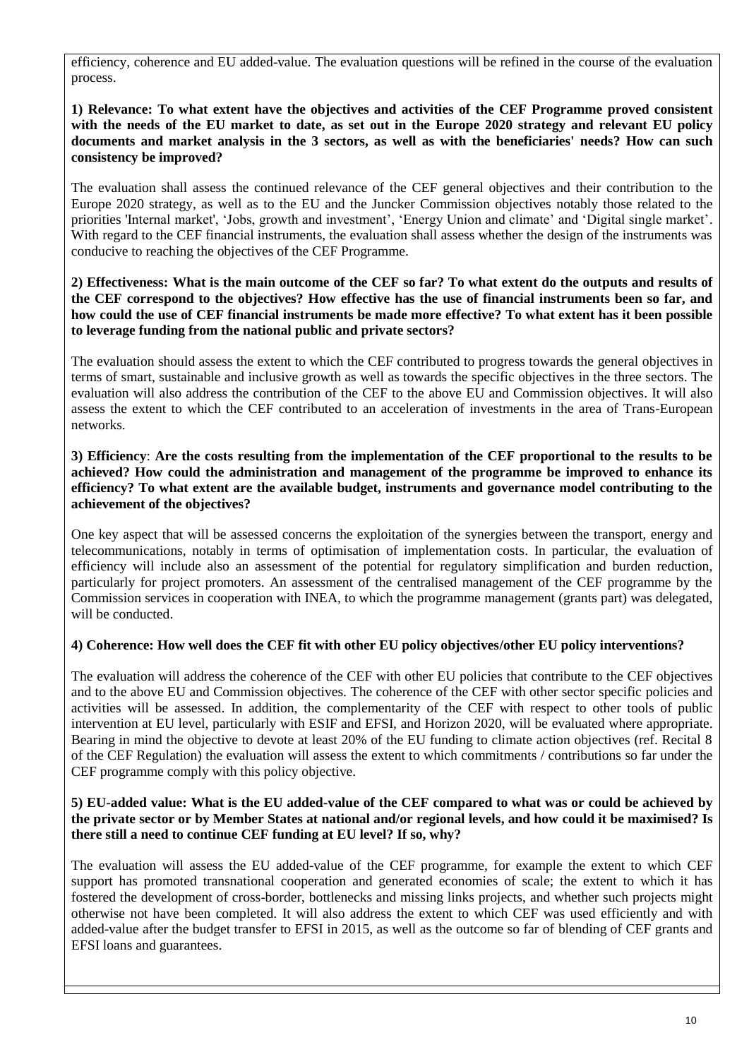efficiency, coherence and EU added-value. The evaluation questions will be refined in the course of the evaluation process.

**1) Relevance: To what extent have the objectives and activities of the CEF Programme proved consistent with the needs of the EU market to date, as set out in the Europe 2020 strategy and relevant EU policy documents and market analysis in the 3 sectors, as well as with the beneficiaries' needs? How can such consistency be improved?**

The evaluation shall assess the continued relevance of the CEF general objectives and their contribution to the Europe 2020 strategy, as well as to the EU and the Juncker Commission objectives notably those related to the priorities 'Internal market', 'Jobs, growth and investment', 'Energy Union and climate' and 'Digital single market'. With regard to the CEF financial instruments, the evaluation shall assess whether the design of the instruments was conducive to reaching the objectives of the CEF Programme.

**2) Effectiveness: What is the main outcome of the CEF so far? To what extent do the outputs and results of the CEF correspond to the objectives? How effective has the use of financial instruments been so far, and how could the use of CEF financial instruments be made more effective? To what extent has it been possible to leverage funding from the national public and private sectors?**

The evaluation should assess the extent to which the CEF contributed to progress towards the general objectives in terms of smart, sustainable and inclusive growth as well as towards the specific objectives in the three sectors. The evaluation will also address the contribution of the CEF to the above EU and Commission objectives. It will also assess the extent to which the CEF contributed to an acceleration of investments in the area of Trans-European networks.

**3) Efficiency**: **Are the costs resulting from the implementation of the CEF proportional to the results to be achieved? How could the administration and management of the programme be improved to enhance its efficiency? To what extent are the available budget, instruments and governance model contributing to the achievement of the objectives?**

One key aspect that will be assessed concerns the exploitation of the synergies between the transport, energy and telecommunications, notably in terms of optimisation of implementation costs. In particular, the evaluation of efficiency will include also an assessment of the potential for regulatory simplification and burden reduction, particularly for project promoters. An assessment of the centralised management of the CEF programme by the Commission services in cooperation with INEA, to which the programme management (grants part) was delegated, will be conducted.

**4) Coherence: How well does the CEF fit with other EU policy objectives/other EU policy interventions?**

The evaluation will address the coherence of the CEF with other EU policies that contribute to the CEF objectives and to the above EU and Commission objectives. The coherence of the CEF with other sector specific policies and activities will be assessed. In addition, the complementarity of the CEF with respect to other tools of public intervention at EU level, particularly with ESIF and EFSI, and Horizon 2020, will be evaluated where appropriate. Bearing in mind the objective to devote at least 20% of the EU funding to climate action objectives (ref. Recital 8 of the CEF Regulation) the evaluation will assess the extent to which commitments / contributions so far under the CEF programme comply with this policy objective.

**5) EU-added value: What is the EU added-value of the CEF compared to what was or could be achieved by the private sector or by Member States at national and/or regional levels, and how could it be maximised? Is there still a need to continue CEF funding at EU level? If so, why?**

The evaluation will assess the EU added-value of the CEF programme, for example the extent to which CEF support has promoted transnational cooperation and generated economies of scale; the extent to which it has fostered the development of cross-border, bottlenecks and missing links projects, and whether such projects might otherwise not have been completed. It will also address the extent to which CEF was used efficiently and with added-value after the budget transfer to EFSI in 2015, as well as the outcome so far of blending of CEF grants and EFSI loans and guarantees.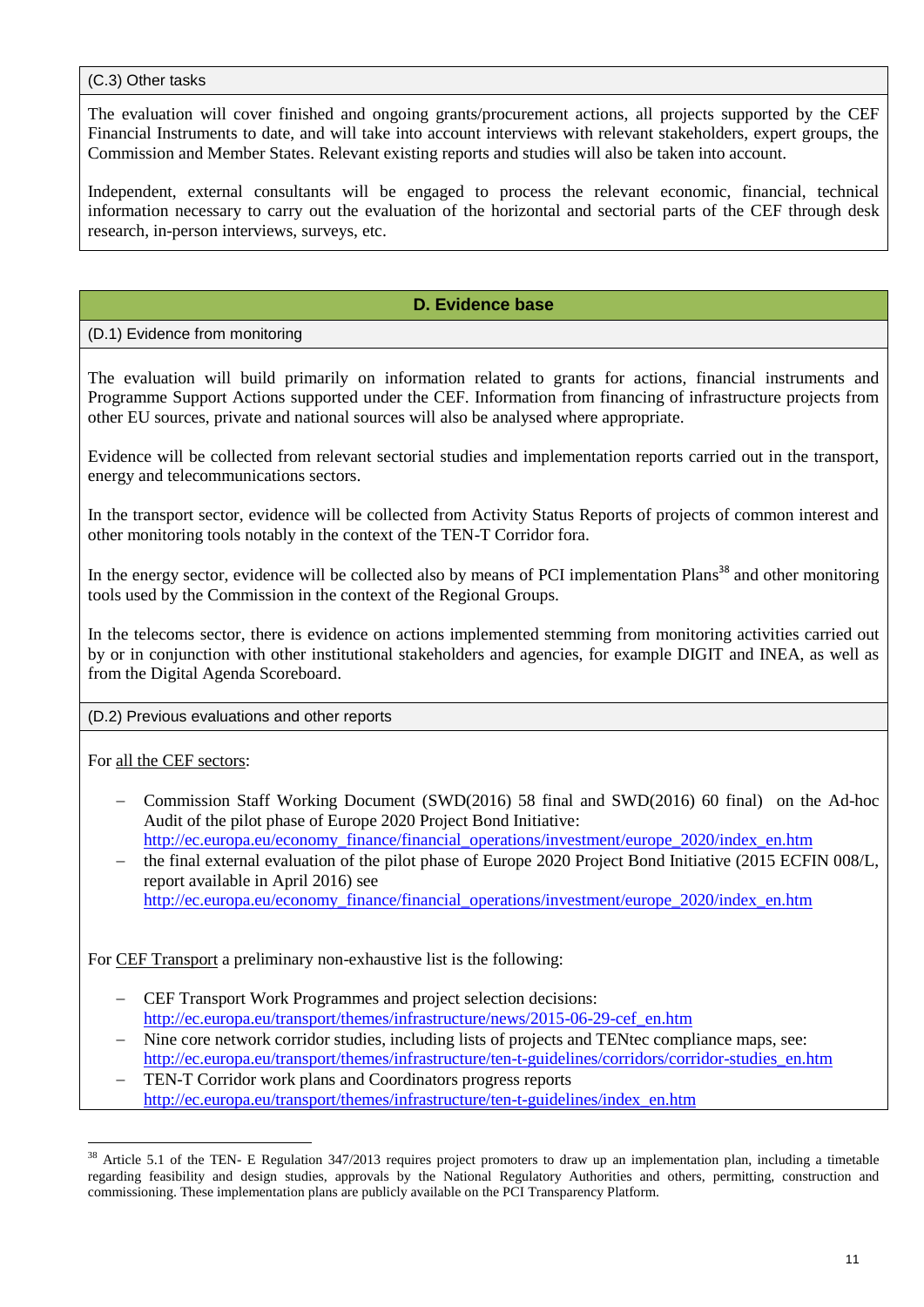(C.3) Other tasks

The evaluation will cover finished and ongoing grants/procurement actions, all projects supported by the CEF Financial Instruments to date, and will take into account interviews with relevant stakeholders, expert groups, the Commission and Member States. Relevant existing reports and studies will also be taken into account.

Independent, external consultants will be engaged to process the relevant economic, financial, technical information necessary to carry out the evaluation of the horizontal and sectorial parts of the CEF through desk research, in-person interviews, surveys, etc.

## D. Evidence base

(D.1) Evidence from monitoring

The evaluation will build primarily on information related to grants for actions, financial instruments and Programme Support Actions supported under the CEF. Information from financing of infrastructure projects from other EU sources, private and national sources will also be analysed where appropriate.

Evidence will be collected from relevant sectorial studies and implementation reports carried out in the transport, energy and telecommunications sectors.

In the transport sector, evidence will be collected from Activity Status Reports of projects of common interest and other monitoring tools notably in the context of the TEN-T Corridor fora.

In the energy sector, evidence will be collected also by means of PCI implementation Plans[38] and other monitoring tools used by the Commission in the context of the Regional Groups.

In the telecoms sector, there is evidence on actions implemented stemming from monitoring activities carried out by or in conjunction with other institutional stakeholders and agencies, for example DIGIT and INEA, as well as from the Digital Agenda Scoreboard.

(D.2) Previous evaluations and other reports

For all the CEF sectors:

- Commission Staff Working Document (SWD(2016) 58 final and SWD(2016) 60 final) on the Ad-hoc Audit of the pilot phase of Europe 2020 Project Bond Initiative: http://ec.europa.eu/economy_finance/financial_operations/investment/europe_2020/index_en.htm
- the final external evaluation of the pilot phase of Europe 2020 Project Bond Initiative (2015 ECFIN 008/L, report available in April 2016) see http://ec.europa.eu/economy_finance/financial_operations/investment/europe_2020/index_en.htm

For CEF Transport a preliminary non-exhaustive list is the following:

- CEF Transport Work Programmes and project selection decisions: http://ec.europa.eu/transport/themes/infrastructure/news/2015-06-29-cef_en.htm
- Nine core network corridor studies, including lists of projects and TENtec compliance maps, see: http://ec.europa.eu/transport/themes/infrastructure/ten-t-guidelines/corridors/corridor-studies_en.htm
- TEN-T Corridor work plans and Coordinators progress reports http://ec.europa.eu/transport/themes/infrastructure/ten-t-guidelines/index_en.htm

[38] Article 5.1 of the TEN- E Regulation 347/2013 requires project promoters to draw up an implementation plan, including a timetable regarding feasibility and design studies, approvals by the National Regulatory Authorities and others, permitting, construction and commissioning. These implementation plans are publicly available on the PCI Transparency Platform.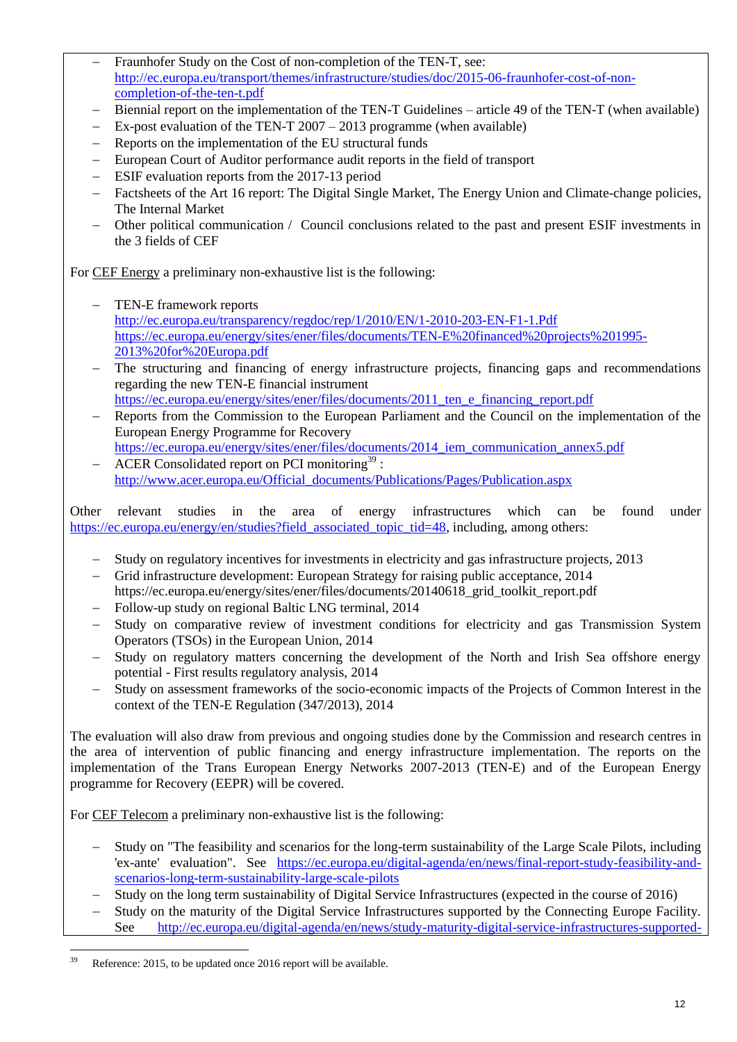- Fraunhofer Study on the Cost of non-completion of the TEN-T, see: http://ec.europa.eu/transport/themes/infrastructure/studies/doc/2015-06-fraunhofer-cost-of-non-completion-of-the-ten-t.pdf
- Biennial report on the implementation of the TEN-T Guidelines – article 49 of the TEN-T (when available)
- Ex-post evaluation of the TEN-T 2007 – 2013 programme (when available)
- Reports on the implementation of the EU structural funds
- European Court of Auditor performance audit reports in the field of transport
- ESIF evaluation reports from the 2017-13 period
- Factsheets of the Art 16 report: The Digital Single Market, The Energy Union and Climate-change policies, The Internal Market
- Other political communication / Council conclusions related to the past and present ESIF investments in the 3 fields of CEF

For CEF Energy a preliminary non-exhaustive list is the following:

- TEN-E framework reports http://ec.europa.eu/transparency/regdoc/rep/1/2010/EN/1-2010-203-EN-F1-1.Pdf https://ec.europa.eu/energy/sites/ener/files/documents/TEN-E%20financed%20projects%201995-2013%20for%20Europa.pdf
- The structuring and financing of energy infrastructure projects, financing gaps and recommendations regarding the new TEN-E financial instrument https://ec.europa.eu/energy/sites/ener/files/documents/2011_ten_e_financing_report.pdf
- Reports from the Commission to the European Parliament and the Council on the implementation of the European Energy Programme for Recovery https://ec.europa.eu/energy/sites/ener/files/documents/2014_iem_communication_annex5.pdf
- ACER Consolidated report on PCI monitoring[39] : http://www.acer.europa.eu/Official_documents/Publications/Pages/Publication.aspx

Other relevant studies in the area of energy infrastructures which can be found under https://ec.europa.eu/energy/en/studies?field_associated_topic_tid=48, including, among others:

- Study on regulatory incentives for investments in electricity and gas infrastructure projects, 2013
- Grid infrastructure development: European Strategy for raising public acceptance, 2014 https://ec.europa.eu/energy/sites/ener/files/documents/20140618_grid_toolkit_report.pdf
- Follow-up study on regional Baltic LNG terminal, 2014
- Study on comparative review of investment conditions for electricity and gas Transmission System Operators (TSOs) in the European Union, 2014
- Study on regulatory matters concerning the development of the North and Irish Sea offshore energy potential - First results regulatory analysis, 2014
- Study on assessment frameworks of the socio-economic impacts of the Projects of Common Interest in the context of the TEN-E Regulation (347/2013), 2014

The evaluation will also draw from previous and ongoing studies done by the Commission and research centres in the area of intervention of public financing and energy infrastructure implementation. The reports on the implementation of the Trans European Energy Networks 2007-2013 (TEN-E) and of the European Energy programme for Recovery (EEPR) will be covered.

For CEF Telecom a preliminary non-exhaustive list is the following:

- Study on "The feasibility and scenarios for the long-term sustainability of the Large Scale Pilots, including 'ex-ante' evaluation". See https://ec.europa.eu/digital-agenda/en/news/final-report-study-feasibility-and-scenarios-long-term-sustainability-large-scale-pilots
- Study on the long term sustainability of Digital Service Infrastructures (expected in the course of 2016)
- Study on the maturity of the Digital Service Infrastructures supported by the Connecting Europe Facility. See http://ec.europa.eu/digital-agenda/en/news/study-maturity-digital-service-infrastructures-supported-

[39] Reference: 2015, to be updated once 2016 report will be available.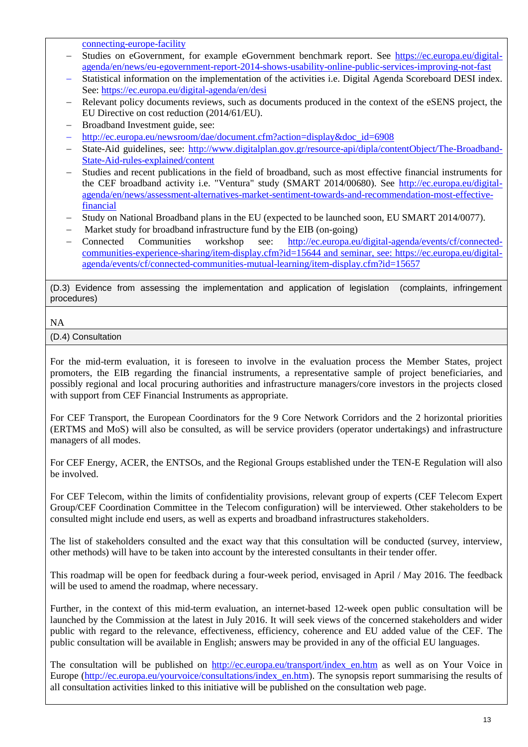connecting-europe-facility

- Studies on eGovernment, for example eGovernment benchmark report. See https://ec.europa.eu/digital-agenda/en/news/eu-egovernment-report-2014-shows-usability-online-public-services-improving-not-fast
- Statistical information on the implementation of the activities i.e. Digital Agenda Scoreboard DESI index. See: https://ec.europa.eu/digital-agenda/en/desi
- Relevant policy documents reviews, such as documents produced in the context of the eSENS project, the EU Directive on cost reduction (2014/61/EU).
- Broadband Investment guide, see:
- http://ec.europa.eu/newsroom/dae/document.cfm?action=display&doc_id=6908
- State-Aid guidelines, see: http://www.digitalplan.gov.gr/resource-api/dipla/contentObject/The-Broadband-State-Aid-rules-explained/content
- Studies and recent publications in the field of broadband, such as most effective financial instruments for the CEF broadband activity i.e. "Ventura" study (SMART 2014/00680). See http://ec.europa.eu/digital-agenda/en/news/assessment-alternatives-market-sentiment-towards-and-recommendation-most-effective-financial
- Study on National Broadband plans in the EU (expected to be launched soon, EU SMART 2014/0077).
- Market study for broadband infrastructure fund by the EIB (on-going)
- Connected Communities workshop see: http://ec.europa.eu/digital-agenda/events/cf/connected-communities-experience-sharing/item-display.cfm?id=15644 and seminar, see: https://ec.europa.eu/digital-agenda/events/cf/connected-communities-mutual-learning/item-display.cfm?id=15657

(D.3) Evidence from assessing the implementation and application of legislation (complaints, infringement procedures)

NA

(D.4) Consultation

For the mid-term evaluation, it is foreseen to involve in the evaluation process the Member States, project promoters, the EIB regarding the financial instruments, a representative sample of project beneficiaries, and possibly regional and local procuring authorities and infrastructure managers/core investors in the projects closed with support from CEF Financial Instruments as appropriate.

For CEF Transport, the European Coordinators for the 9 Core Network Corridors and the 2 horizontal priorities (ERTMS and MoS) will also be consulted, as will be service providers (operator undertakings) and infrastructure managers of all modes.

For CEF Energy, ACER, the ENTSOs, and the Regional Groups established under the TEN-E Regulation will also be involved.

For CEF Telecom, within the limits of confidentiality provisions, relevant group of experts (CEF Telecom Expert Group/CEF Coordination Committee in the Telecom configuration) will be interviewed. Other stakeholders to be consulted might include end users, as well as experts and broadband infrastructures stakeholders.

The list of stakeholders consulted and the exact way that this consultation will be conducted (survey, interview, other methods) will have to be taken into account by the interested consultants in their tender offer.

This roadmap will be open for feedback during a four-week period, envisaged in April / May 2016. The feedback will be used to amend the roadmap, where necessary.

Further, in the context of this mid-term evaluation, an internet-based 12-week open public consultation will be launched by the Commission at the latest in July 2016. It will seek views of the concerned stakeholders and wider public with regard to the relevance, effectiveness, efficiency, coherence and EU added value of the CEF. The public consultation will be available in English; answers may be provided in any of the official EU languages.

The consultation will be published on http://ec.europa.eu/transport/index_en.htm as well as on Your Voice in Europe (http://ec.europa.eu/yourvoice/consultations/index_en.htm). The synopsis report summarising the results of all consultation activities linked to this initiative will be published on the consultation web page.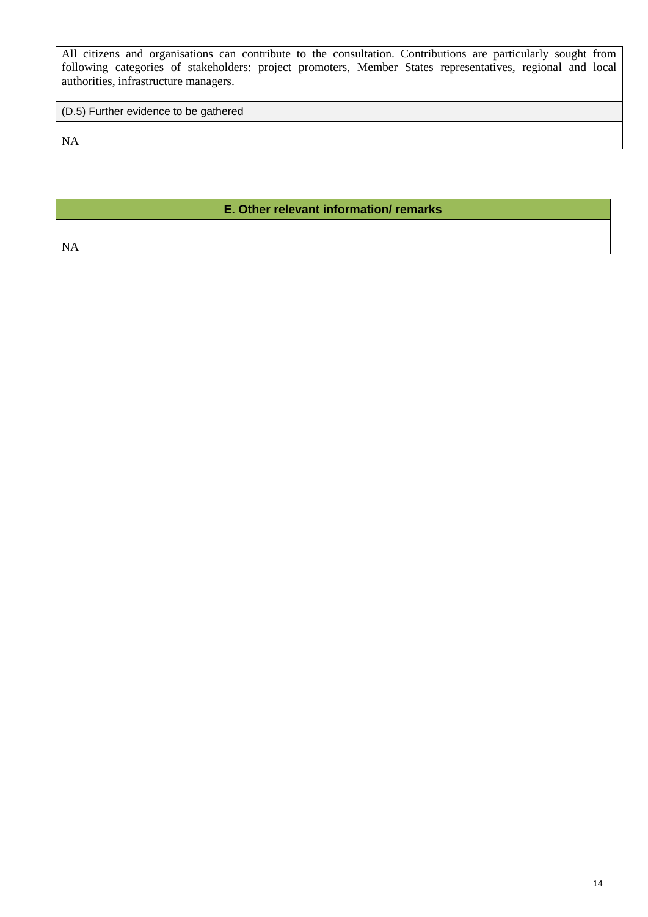All citizens and organisations can contribute to the consultation. Contributions are particularly sought from following categories of stakeholders: project promoters, Member States representatives, regional and local authorities, infrastructure managers.

(D.5) Further evidence to be gathered

NA

## E. Other relevant information/ remarks

NA